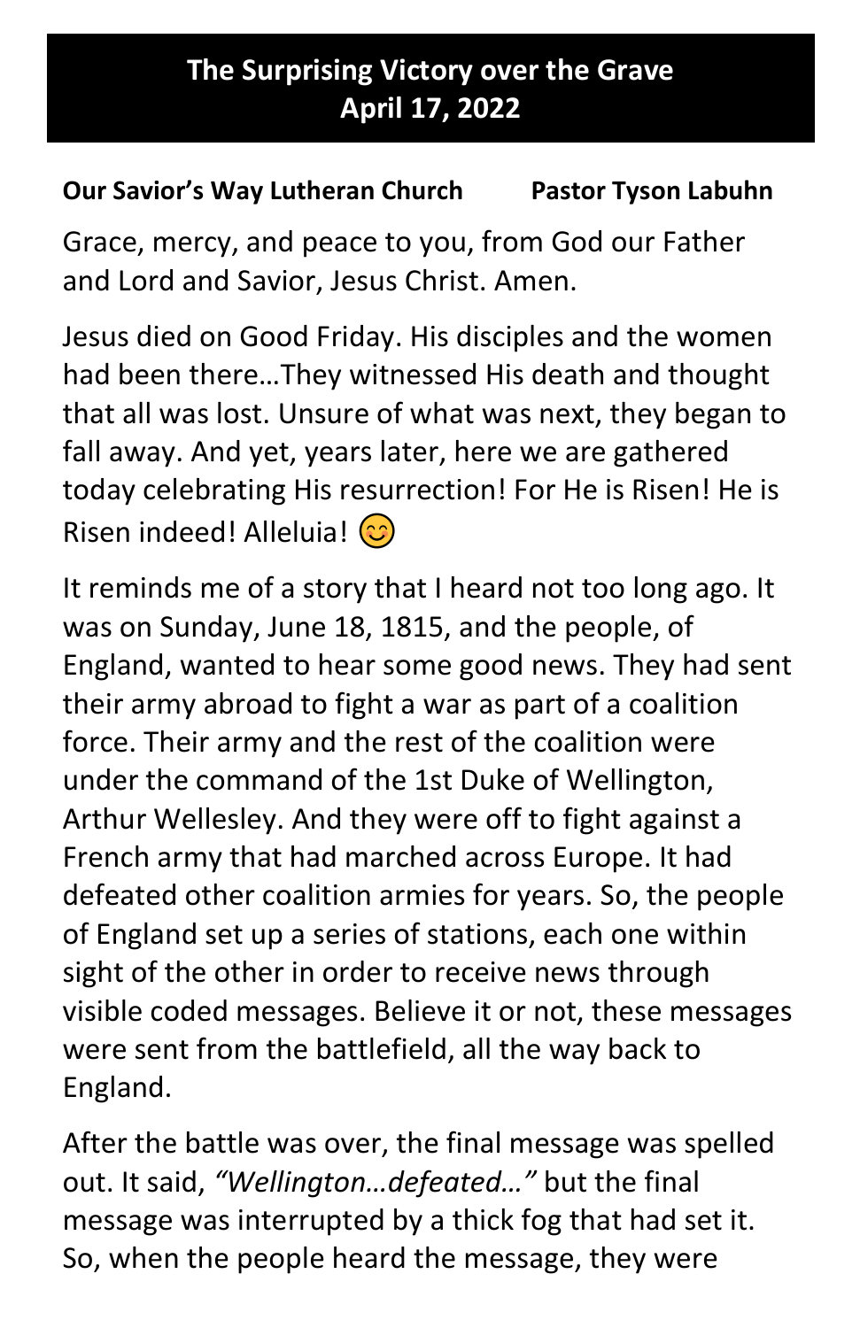# The Surprising Victory over the Grave
## April 17, 2022

**Our Savior's Way Lutheran Church** **Pastor Tyson Labuhn**

Grace, mercy, and peace to you, from God our Father and Lord and Savior, Jesus Christ. Amen.

Jesus died on Good Friday. His disciples and the women had been there…They witnessed His death and thought that all was lost. Unsure of what was next, they began to fall away. And yet, years later, here we are gathered today celebrating His resurrection! For He is Risen! He is Risen indeed! Alleluia! 😊

It reminds me of a story that I heard not too long ago. It was on Sunday, June 18, 1815, and the people, of England, wanted to hear some good news. They had sent their army abroad to fight a war as part of a coalition force. Their army and the rest of the coalition were under the command of the 1st Duke of Wellington, Arthur Wellesley. And they were off to fight against a French army that had marched across Europe. It had defeated other coalition armies for years. So, the people of England set up a series of stations, each one within sight of the other in order to receive news through visible coded messages. Believe it or not, these messages were sent from the battlefield, all the way back to England.

After the battle was over, the final message was spelled out. It said, *"Wellington…defeated…"* but the final message was interrupted by a thick fog that had set it. So, when the people heard the message, they were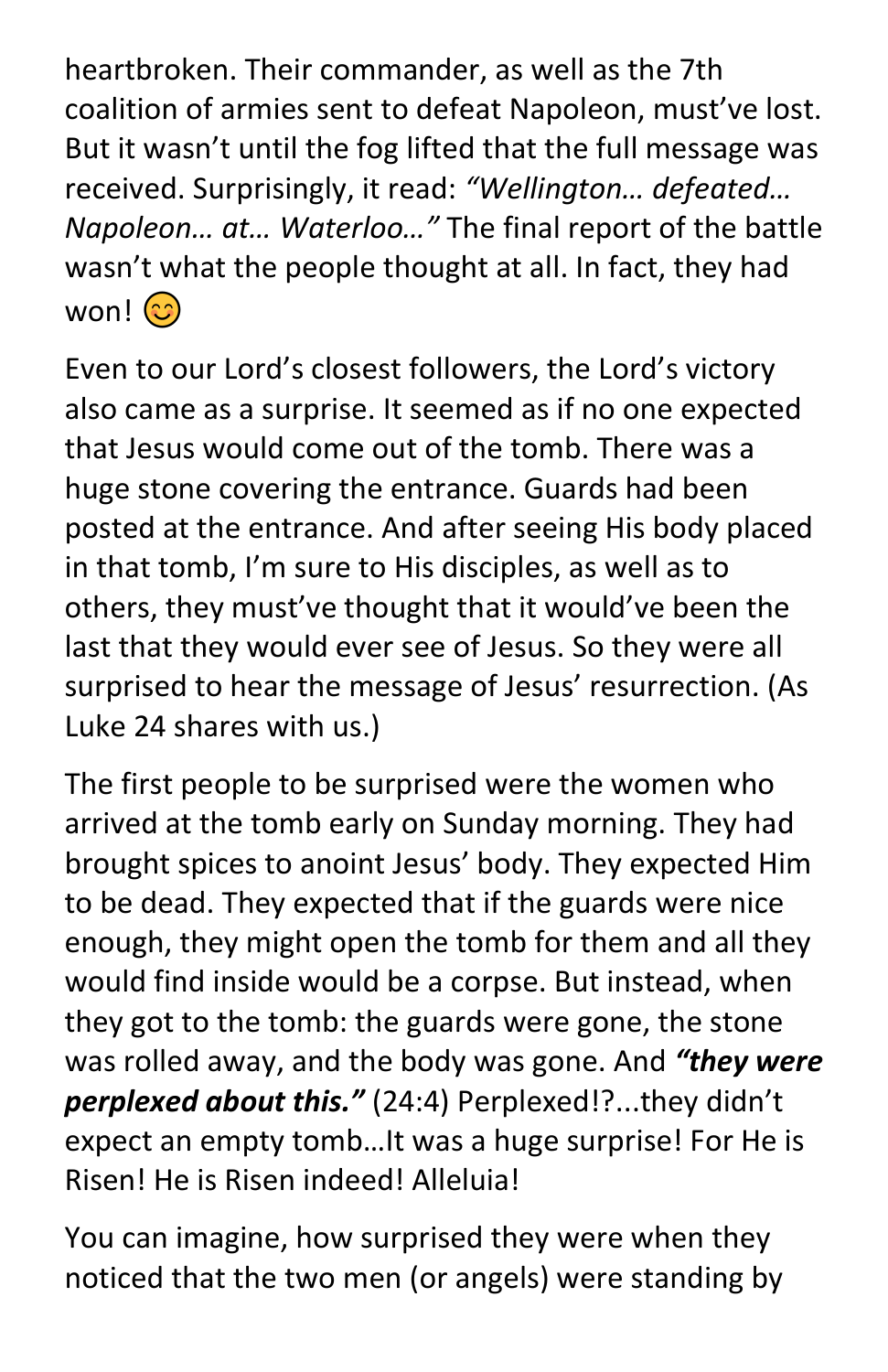heartbroken. Their commander, as well as the 7th coalition of armies sent to defeat Napoleon, must've lost. But it wasn't until the fog lifted that the full message was received. Surprisingly, it read: *"Wellington… defeated… Napoleon… at… Waterloo…"* The final report of the battle wasn't what the people thought at all. In fact, they had won! 😊

Even to our Lord's closest followers, the Lord's victory also came as a surprise. It seemed as if no one expected that Jesus would come out of the tomb. There was a huge stone covering the entrance. Guards had been posted at the entrance. And after seeing His body placed in that tomb, I'm sure to His disciples, as well as to others, they must've thought that it would've been the last that they would ever see of Jesus. So they were all surprised to hear the message of Jesus' resurrection. (As Luke 24 shares with us.)

The first people to be surprised were the women who arrived at the tomb early on Sunday morning. They had brought spices to anoint Jesus' body. They expected Him to be dead. They expected that if the guards were nice enough, they might open the tomb for them and all they would find inside would be a corpse. But instead, when they got to the tomb: the guards were gone, the stone was rolled away, and the body was gone. And ***"they were perplexed about this."*** (24:4) Perplexed!?...they didn't expect an empty tomb…It was a huge surprise! For He is Risen! He is Risen indeed! Alleluia!

You can imagine, how surprised they were when they noticed that the two men (or angels) were standing by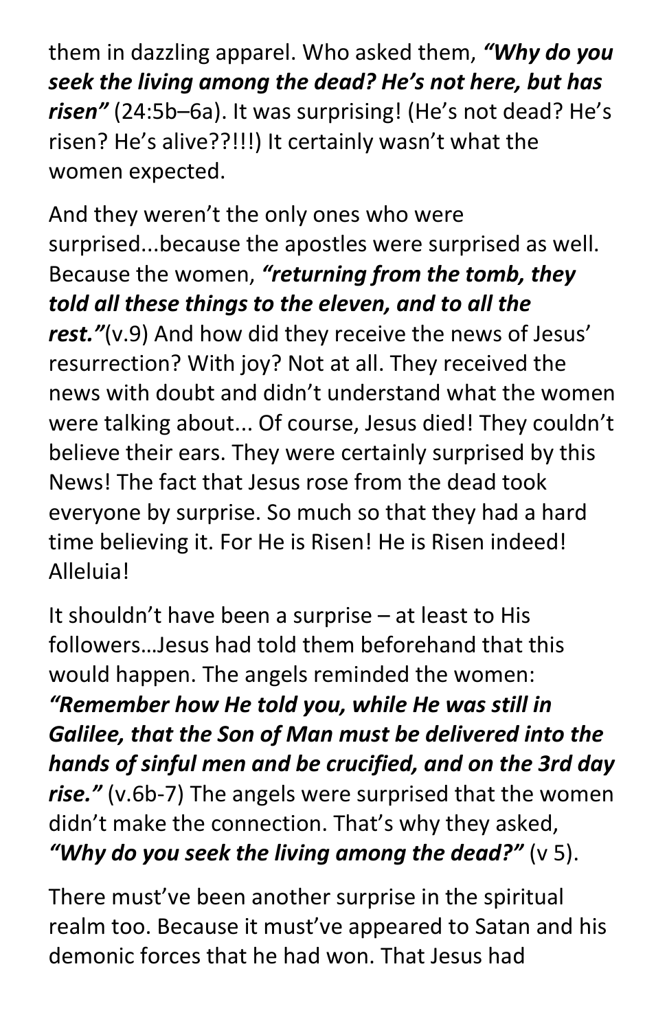them in dazzling apparel. Who asked them, ***"Why do you seek the living among the dead? He's not here, but has risen"*** (24:5b–6a). It was surprising! (He's not dead? He's risen? He's alive??!!!) It certainly wasn't what the women expected.

And they weren't the only ones who were surprised...because the apostles were surprised as well. Because the women, ***"returning from the tomb, they told all these things to the eleven, and to all the rest."***(v.9) And how did they receive the news of Jesus' resurrection? With joy? Not at all. They received the news with doubt and didn't understand what the women were talking about... Of course, Jesus died! They couldn't believe their ears. They were certainly surprised by this News! The fact that Jesus rose from the dead took everyone by surprise. So much so that they had a hard time believing it. For He is Risen! He is Risen indeed! Alleluia!

It shouldn't have been a surprise – at least to His followers…Jesus had told them beforehand that this would happen. The angels reminded the women: ***"Remember how He told you, while He was still in Galilee, that the Son of Man must be delivered into the hands of sinful men and be crucified, and on the 3rd day rise."*** (v.6b-7) The angels were surprised that the women didn't make the connection. That's why they asked, ***"Why do you seek the living among the dead?"*** (v 5).

There must've been another surprise in the spiritual realm too. Because it must've appeared to Satan and his demonic forces that he had won. That Jesus had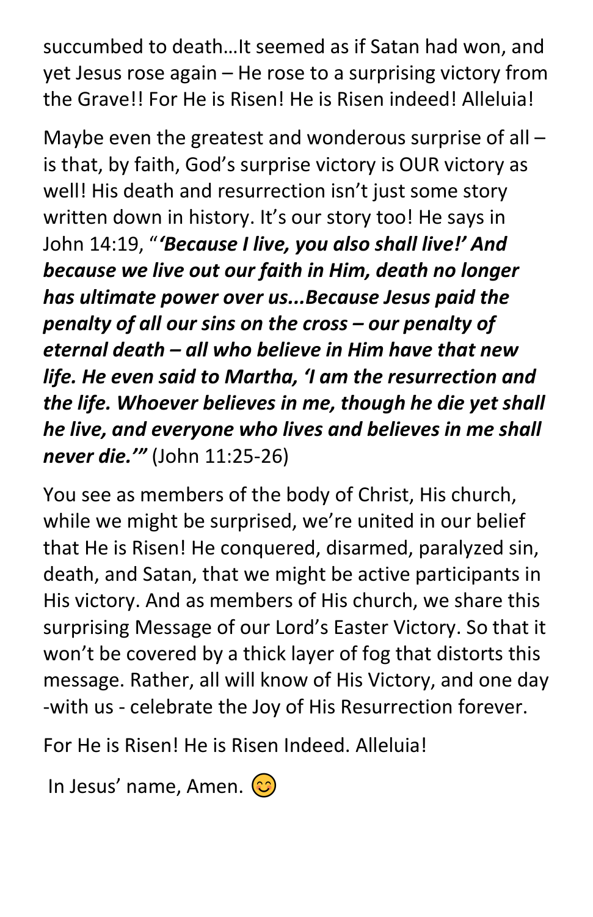succumbed to death…It seemed as if Satan had won, and yet Jesus rose again – He rose to a surprising victory from the Grave!! For He is Risen! He is Risen indeed! Alleluia!

Maybe even the greatest and wonderous surprise of all – is that, by faith, God's surprise victory is OUR victory as well! His death and resurrection isn't just some story written down in history. It's our story too! He says in John 14:19, "***'Because I live, you also shall live!' And because we live out our faith in Him, death no longer has ultimate power over us...Because Jesus paid the penalty of all our sins on the cross – our penalty of eternal death – all who believe in Him have that new life. He even said to Martha, 'I am the resurrection and the life. Whoever believes in me, though he die yet shall he live, and everyone who lives and believes in me shall never die.'"*** (John 11:25-26)

You see as members of the body of Christ, His church, while we might be surprised, we're united in our belief that He is Risen! He conquered, disarmed, paralyzed sin, death, and Satan, that we might be active participants in His victory. And as members of His church, we share this surprising Message of our Lord's Easter Victory. So that it won't be covered by a thick layer of fog that distorts this message. Rather, all will know of His Victory, and one day -with us - celebrate the Joy of His Resurrection forever.

For He is Risen! He is Risen Indeed. Alleluia!

In Jesus' name, Amen. 😊